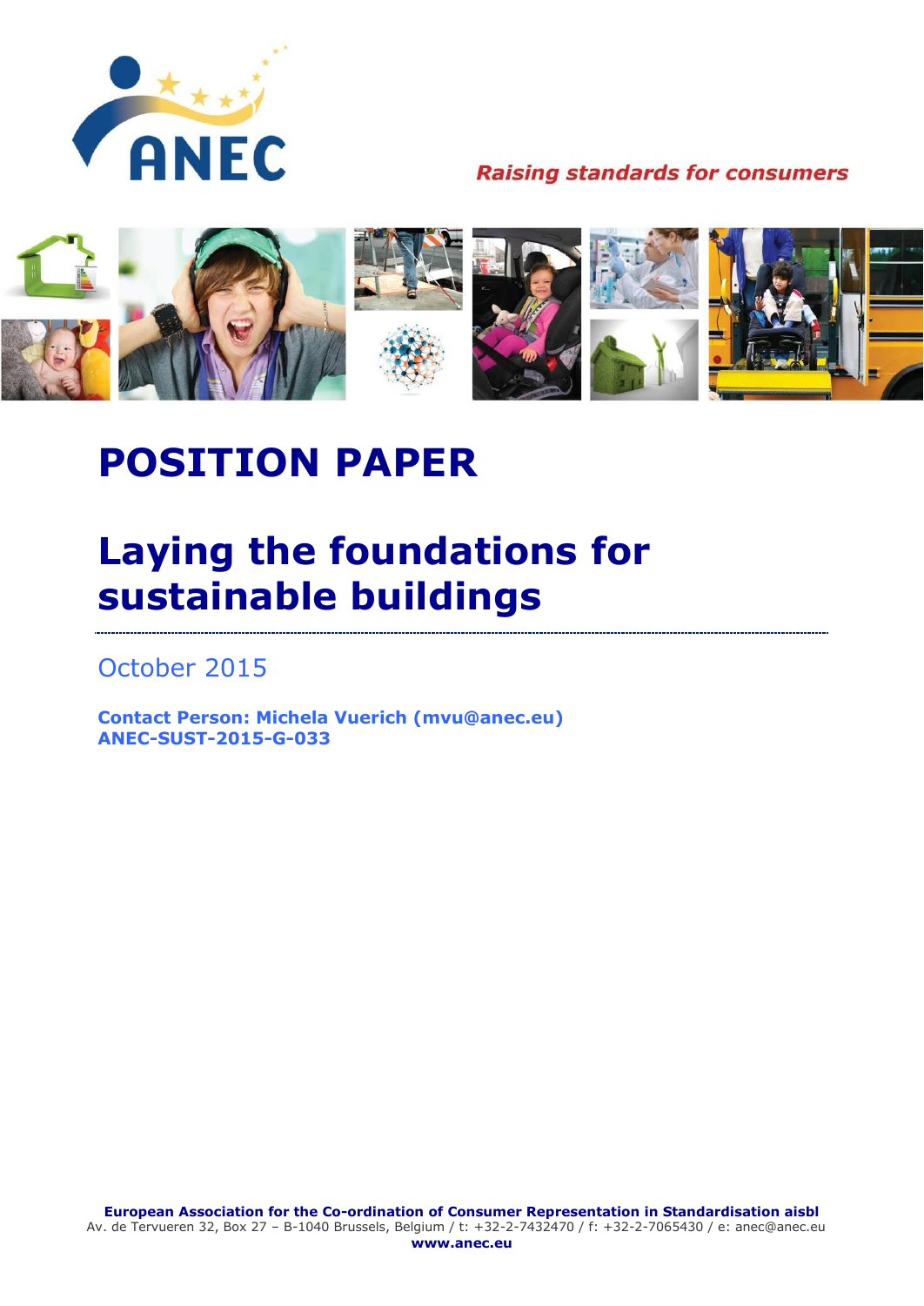ANEC

**Raising standards for consumers**

# POSITION PAPER

# Laying the foundations for sustainable buildings

October 2015

**Contact Person: Michela Vuerich (mvu@anec.eu)**
**ANEC-SUST-2015-G-033**

**European Association for the Co-ordination of Consumer Representation in Standardisation aisbl**
Av. de Tervueren 32, Box 27 – B-1040 Brussels, Belgium / t: +32-2-7432470 / f: +32-2-7065430 / e: anec@anec.eu
**www.anec.eu**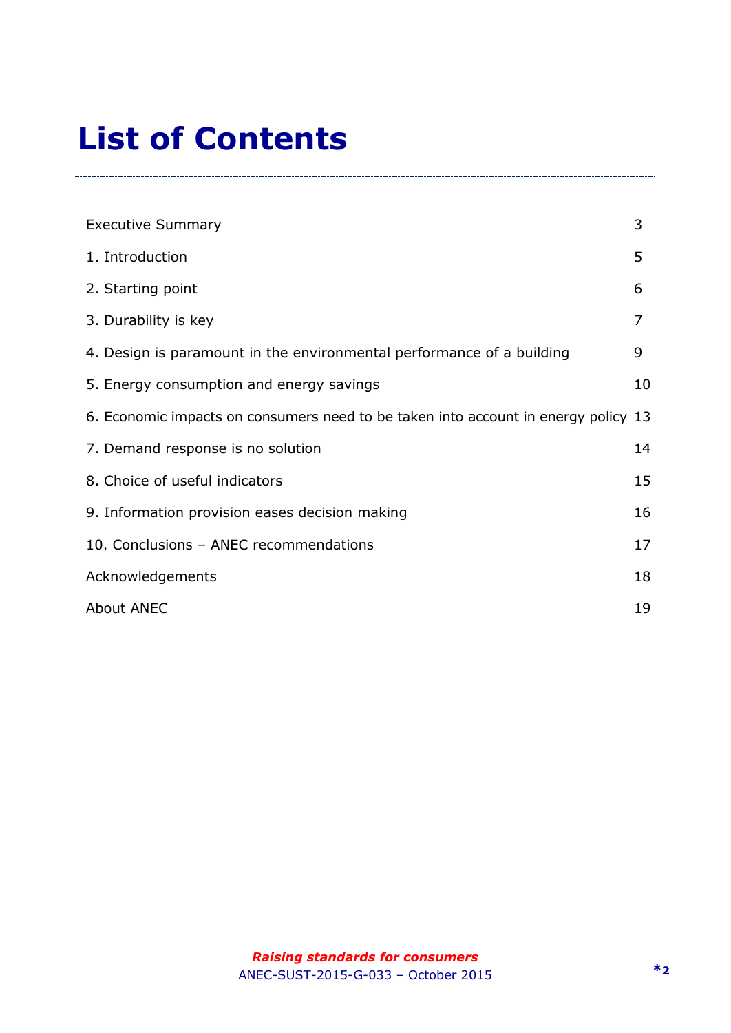# List of Contents

| | |
|---|---|
| Executive Summary | 3 |
| 1. Introduction | 5 |
| 2. Starting point | 6 |
| 3. Durability is key | 7 |
| 4. Design is paramount in the environmental performance of a building | 9 |
| 5. Energy consumption and energy savings | 10 |
| 6. Economic impacts on consumers need to be taken into account in energy policy | 13 |
| 7. Demand response is no solution | 14 |
| 8. Choice of useful indicators | 15 |
| 9. Information provision eases decision making | 16 |
| 10. Conclusions – ANEC recommendations | 17 |
| Acknowledgements | 18 |
| About ANEC | 19 |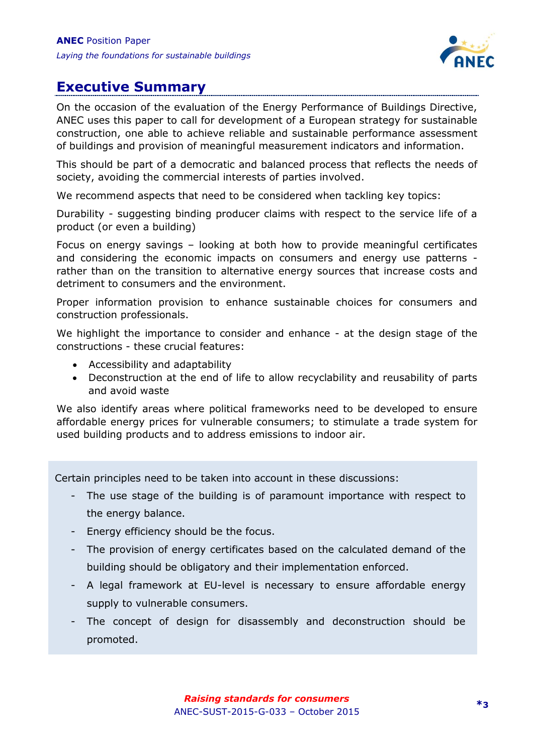# Executive Summary

On the occasion of the evaluation of the Energy Performance of Buildings Directive, ANEC uses this paper to call for development of a European strategy for sustainable construction, one able to achieve reliable and sustainable performance assessment of buildings and provision of meaningful measurement indicators and information.

This should be part of a democratic and balanced process that reflects the needs of society, avoiding the commercial interests of parties involved.

We recommend aspects that need to be considered when tackling key topics:

Durability - suggesting binding producer claims with respect to the service life of a product (or even a building)

Focus on energy savings – looking at both how to provide meaningful certificates and considering the economic impacts on consumers and energy use patterns - rather than on the transition to alternative energy sources that increase costs and detriment to consumers and the environment.

Proper information provision to enhance sustainable choices for consumers and construction professionals.

We highlight the importance to consider and enhance - at the design stage of the constructions - these crucial features:

- Accessibility and adaptability
- Deconstruction at the end of life to allow recyclability and reusability of parts and avoid waste

We also identify areas where political frameworks need to be developed to ensure affordable energy prices for vulnerable consumers; to stimulate a trade system for used building products and to address emissions to indoor air.

Certain principles need to be taken into account in these discussions:

- The use stage of the building is of paramount importance with respect to the energy balance.
- Energy efficiency should be the focus.
- The provision of energy certificates based on the calculated demand of the building should be obligatory and their implementation enforced.
- A legal framework at EU-level is necessary to ensure affordable energy supply to vulnerable consumers.
- The concept of design for disassembly and deconstruction should be promoted.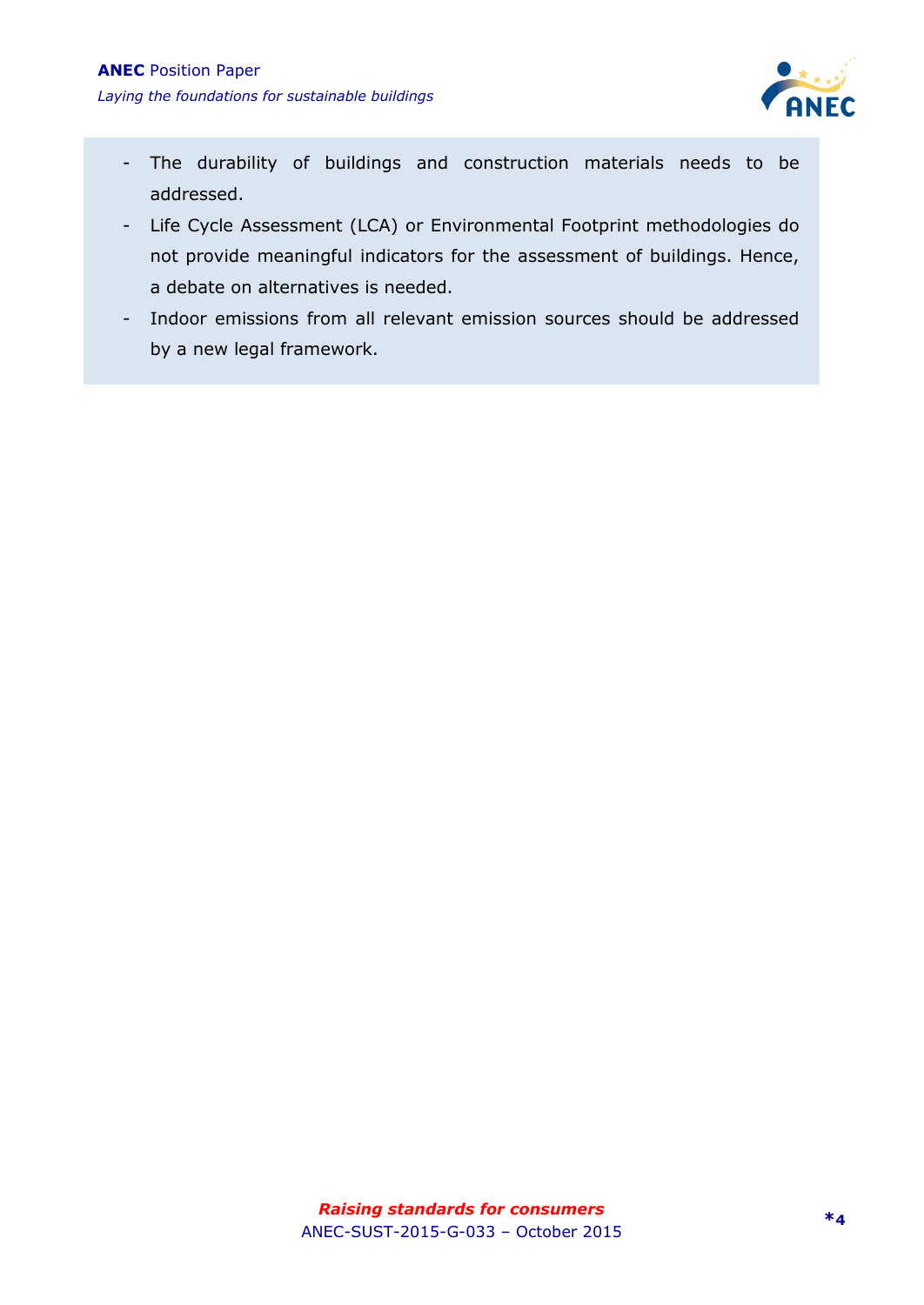- The durability of buildings and construction materials needs to be addressed.
- Life Cycle Assessment (LCA) or Environmental Footprint methodologies do not provide meaningful indicators for the assessment of buildings. Hence, a debate on alternatives is needed.
- Indoor emissions from all relevant emission sources should be addressed by a new legal framework.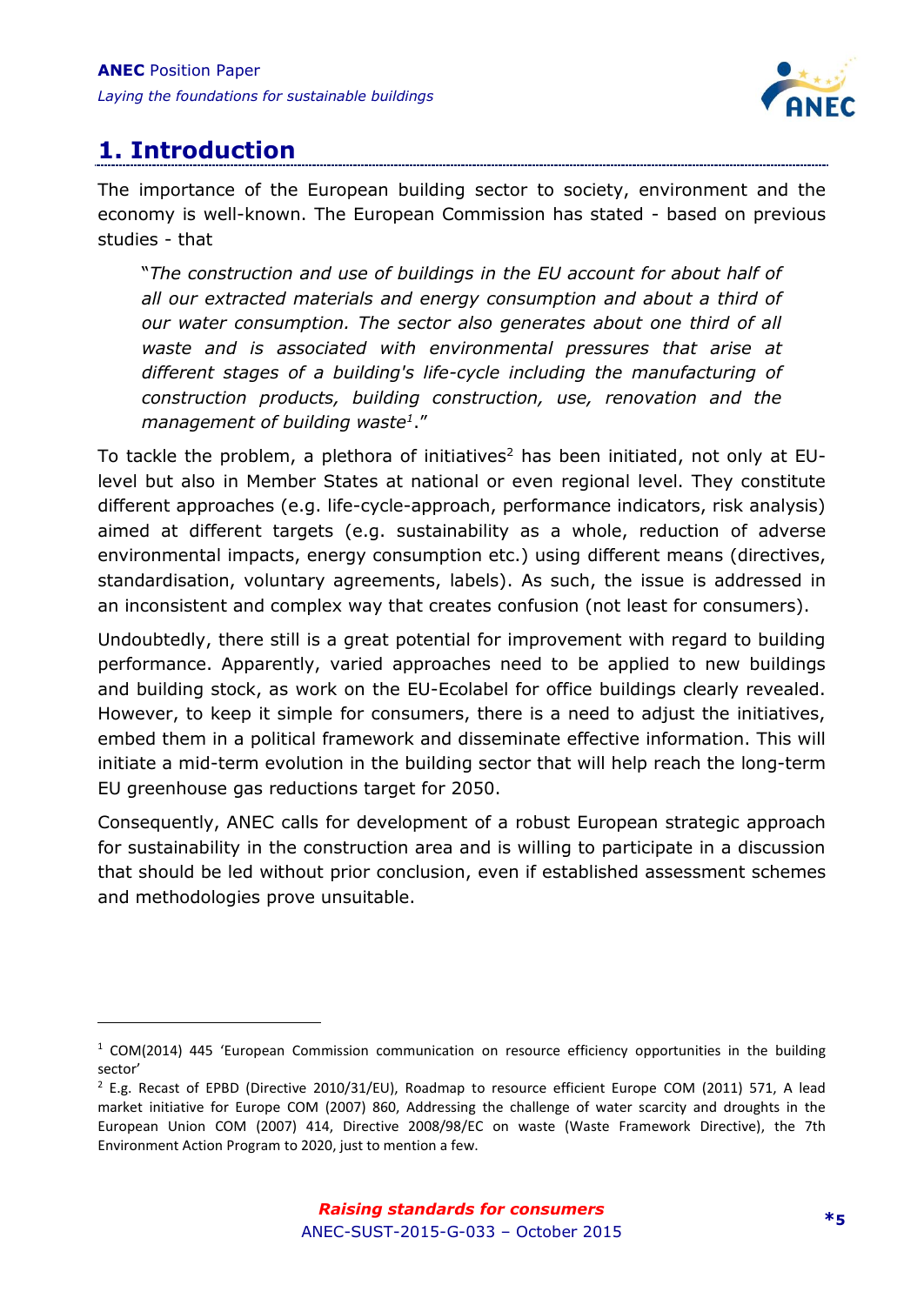# 1. Introduction

The importance of the European building sector to society, environment and the economy is well-known. The European Commission has stated - based on previous studies - that

> "*The construction and use of buildings in the EU account for about half of all our extracted materials and energy consumption and about a third of our water consumption. The sector also generates about one third of all waste and is associated with environmental pressures that arise at different stages of a building's life-cycle including the manufacturing of construction products, building construction, use, renovation and the management of building waste*[1]."

To tackle the problem, a plethora of initiatives[2] has been initiated, not only at EU-level but also in Member States at national or even regional level. They constitute different approaches (e.g. life-cycle-approach, performance indicators, risk analysis) aimed at different targets (e.g. sustainability as a whole, reduction of adverse environmental impacts, energy consumption etc.) using different means (directives, standardisation, voluntary agreements, labels). As such, the issue is addressed in an inconsistent and complex way that creates confusion (not least for consumers).

Undoubtedly, there still is a great potential for improvement with regard to building performance. Apparently, varied approaches need to be applied to new buildings and building stock, as work on the EU-Ecolabel for office buildings clearly revealed. However, to keep it simple for consumers, there is a need to adjust the initiatives, embed them in a political framework and disseminate effective information. This will initiate a mid-term evolution in the building sector that will help reach the long-term EU greenhouse gas reductions target for 2050.

Consequently, ANEC calls for development of a robust European strategic approach for sustainability in the construction area and is willing to participate in a discussion that should be led without prior conclusion, even if established assessment schemes and methodologies prove unsuitable.

---

[1] COM(2014) 445 'European Commission communication on resource efficiency opportunities in the building sector'

[2] E.g. Recast of EPBD (Directive 2010/31/EU), Roadmap to resource efficient Europe COM (2011) 571, A lead market initiative for Europe COM (2007) 860, Addressing the challenge of water scarcity and droughts in the European Union COM (2007) 414, Directive 2008/98/EC on waste (Waste Framework Directive), the 7th Environment Action Program to 2020, just to mention a few.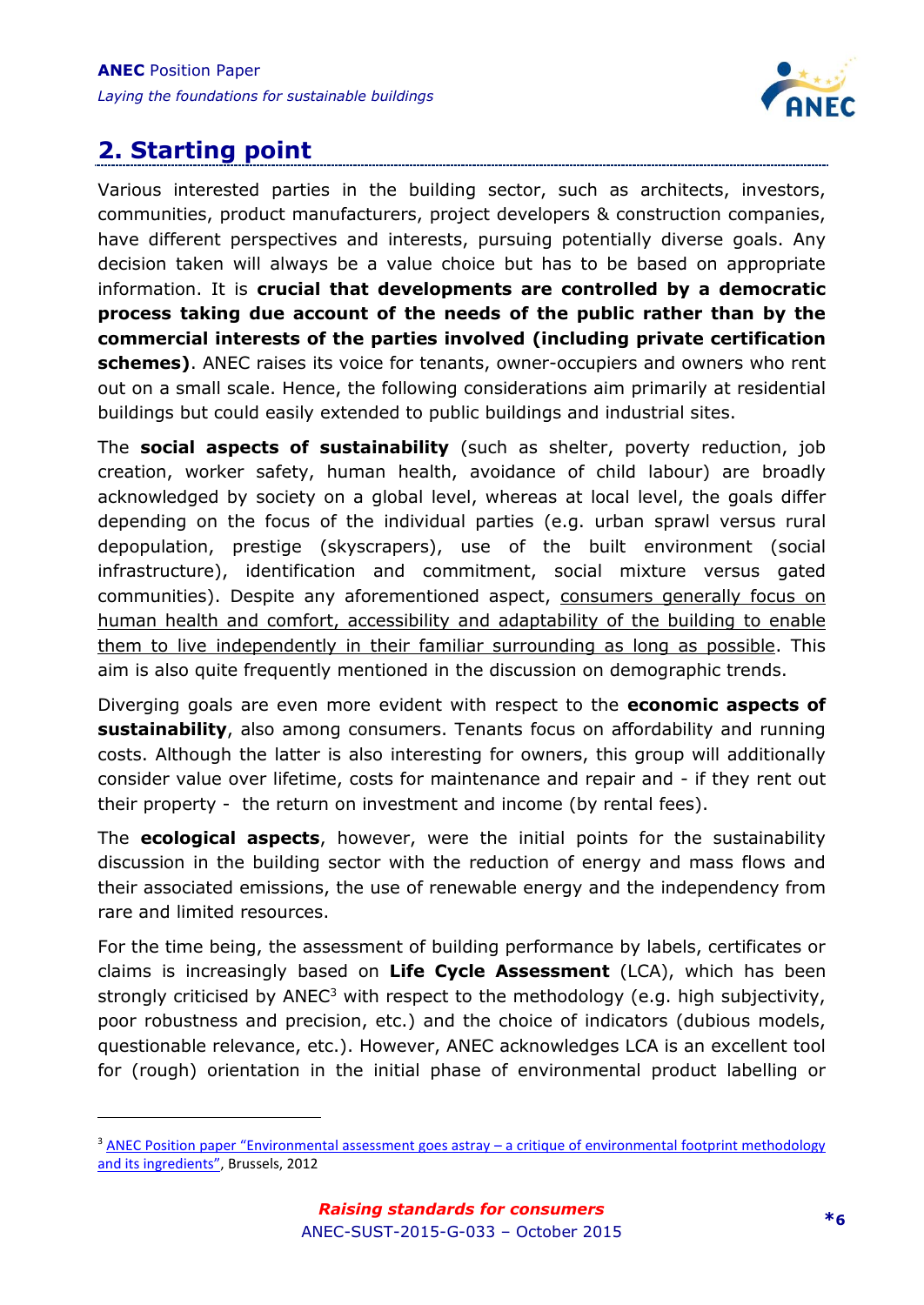## 2. Starting point

Various interested parties in the building sector, such as architects, investors, communities, product manufacturers, project developers & construction companies, have different perspectives and interests, pursuing potentially diverse goals. Any decision taken will always be a value choice but has to be based on appropriate information. It is **crucial that developments are controlled by a democratic process taking due account of the needs of the public rather than by the commercial interests of the parties involved (including private certification schemes)**. ANEC raises its voice for tenants, owner-occupiers and owners who rent out on a small scale. Hence, the following considerations aim primarily at residential buildings but could easily extended to public buildings and industrial sites.

The **social aspects of sustainability** (such as shelter, poverty reduction, job creation, worker safety, human health, avoidance of child labour) are broadly acknowledged by society on a global level, whereas at local level, the goals differ depending on the focus of the individual parties (e.g. urban sprawl versus rural depopulation, prestige (skyscrapers), use of the built environment (social infrastructure), identification and commitment, social mixture versus gated communities). Despite any aforementioned aspect, consumers generally focus on human health and comfort, accessibility and adaptability of the building to enable them to live independently in their familiar surrounding as long as possible. This aim is also quite frequently mentioned in the discussion on demographic trends.

Diverging goals are even more evident with respect to the **economic aspects of sustainability**, also among consumers. Tenants focus on affordability and running costs. Although the latter is also interesting for owners, this group will additionally consider value over lifetime, costs for maintenance and repair and - if they rent out their property - the return on investment and income (by rental fees).

The **ecological aspects**, however, were the initial points for the sustainability discussion in the building sector with the reduction of energy and mass flows and their associated emissions, the use of renewable energy and the independency from rare and limited resources.

For the time being, the assessment of building performance by labels, certificates or claims is increasingly based on **Life Cycle Assessment** (LCA), which has been strongly criticised by ANEC[3] with respect to the methodology (e.g. high subjectivity, poor robustness and precision, etc.) and the choice of indicators (dubious models, questionable relevance, etc.). However, ANEC acknowledges LCA is an excellent tool for (rough) orientation in the initial phase of environmental product labelling or

[3] ANEC Position paper "Environmental assessment goes astray – a critique of environmental footprint methodology and its ingredients", Brussels, 2012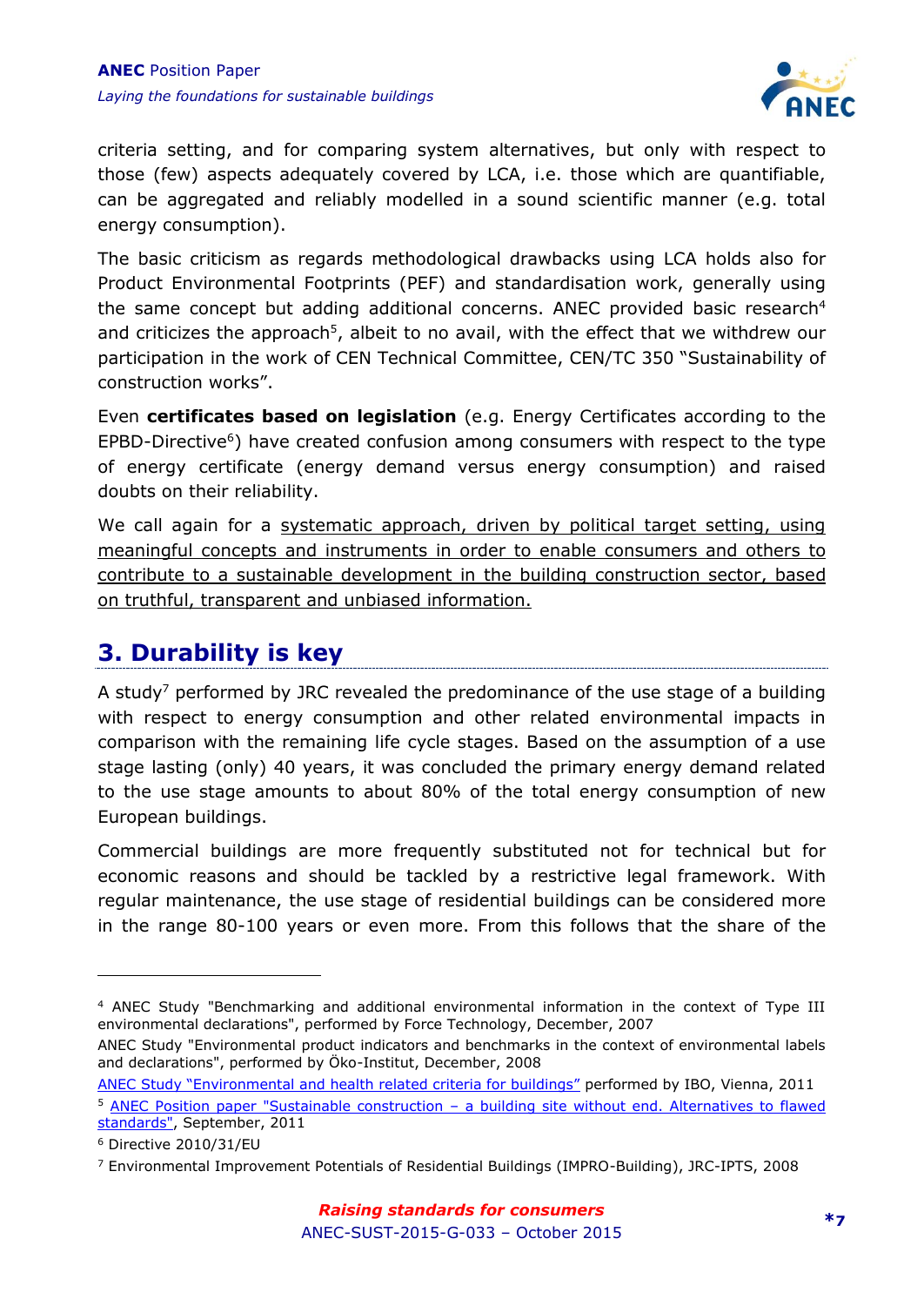criteria setting, and for comparing system alternatives, but only with respect to those (few) aspects adequately covered by LCA, i.e. those which are quantifiable, can be aggregated and reliably modelled in a sound scientific manner (e.g. total energy consumption).

The basic criticism as regards methodological drawbacks using LCA holds also for Product Environmental Footprints (PEF) and standardisation work, generally using the same concept but adding additional concerns. ANEC provided basic research[4] and criticizes the approach[5], albeit to no avail, with the effect that we withdrew our participation in the work of CEN Technical Committee, CEN/TC 350 "Sustainability of construction works".

Even **certificates based on legislation** (e.g. Energy Certificates according to the EPBD-Directive[6]) have created confusion among consumers with respect to the type of energy certificate (energy demand versus energy consumption) and raised doubts on their reliability.

We call again for a systematic approach, driven by political target setting, using meaningful concepts and instruments in order to enable consumers and others to contribute to a sustainable development in the building construction sector, based on truthful, transparent and unbiased information.

## 3. Durability is key

A study[7] performed by JRC revealed the predominance of the use stage of a building with respect to energy consumption and other related environmental impacts in comparison with the remaining life cycle stages. Based on the assumption of a use stage lasting (only) 40 years, it was concluded the primary energy demand related to the use stage amounts to about 80% of the total energy consumption of new European buildings.

Commercial buildings are more frequently substituted not for technical but for economic reasons and should be tackled by a restrictive legal framework. With regular maintenance, the use stage of residential buildings can be considered more in the range 80-100 years or even more. From this follows that the share of the

---

[4] ANEC Study "Benchmarking and additional environmental information in the context of Type III environmental declarations", performed by Force Technology, December, 2007

ANEC Study "Environmental product indicators and benchmarks in the context of environmental labels and declarations", performed by Öko-Institut, December, 2008

ANEC Study "Environmental and health related criteria for buildings" performed by IBO, Vienna, 2011

[5] ANEC Position paper "Sustainable construction – a building site without end. Alternatives to flawed standards", September, 2011

[6] Directive 2010/31/EU

[7] Environmental Improvement Potentials of Residential Buildings (IMPRO-Building), JRC-IPTS, 2008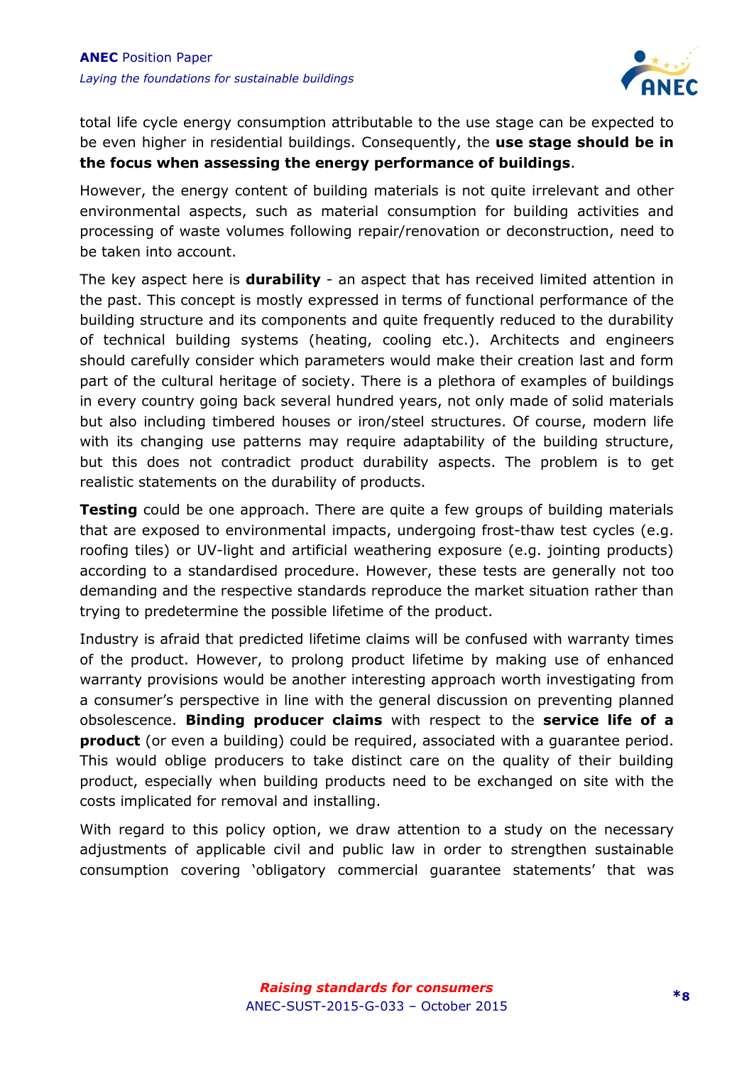total life cycle energy consumption attributable to the use stage can be expected to be even higher in residential buildings. Consequently, the **use stage should be in the focus when assessing the energy performance of buildings**.

However, the energy content of building materials is not quite irrelevant and other environmental aspects, such as material consumption for building activities and processing of waste volumes following repair/renovation or deconstruction, need to be taken into account.

The key aspect here is **durability** - an aspect that has received limited attention in the past. This concept is mostly expressed in terms of functional performance of the building structure and its components and quite frequently reduced to the durability of technical building systems (heating, cooling etc.). Architects and engineers should carefully consider which parameters would make their creation last and form part of the cultural heritage of society. There is a plethora of examples of buildings in every country going back several hundred years, not only made of solid materials but also including timbered houses or iron/steel structures. Of course, modern life with its changing use patterns may require adaptability of the building structure, but this does not contradict product durability aspects. The problem is to get realistic statements on the durability of products.

**Testing** could be one approach. There are quite a few groups of building materials that are exposed to environmental impacts, undergoing frost-thaw test cycles (e.g. roofing tiles) or UV-light and artificial weathering exposure (e.g. jointing products) according to a standardised procedure. However, these tests are generally not too demanding and the respective standards reproduce the market situation rather than trying to predetermine the possible lifetime of the product.

Industry is afraid that predicted lifetime claims will be confused with warranty times of the product. However, to prolong product lifetime by making use of enhanced warranty provisions would be another interesting approach worth investigating from a consumer's perspective in line with the general discussion on preventing planned obsolescence. **Binding producer claims** with respect to the **service life of a product** (or even a building) could be required, associated with a guarantee period. This would oblige producers to take distinct care on the quality of their building product, especially when building products need to be exchanged on site with the costs implicated for removal and installing.

With regard to this policy option, we draw attention to a study on the necessary adjustments of applicable civil and public law in order to strengthen sustainable consumption covering 'obligatory commercial guarantee statements' that was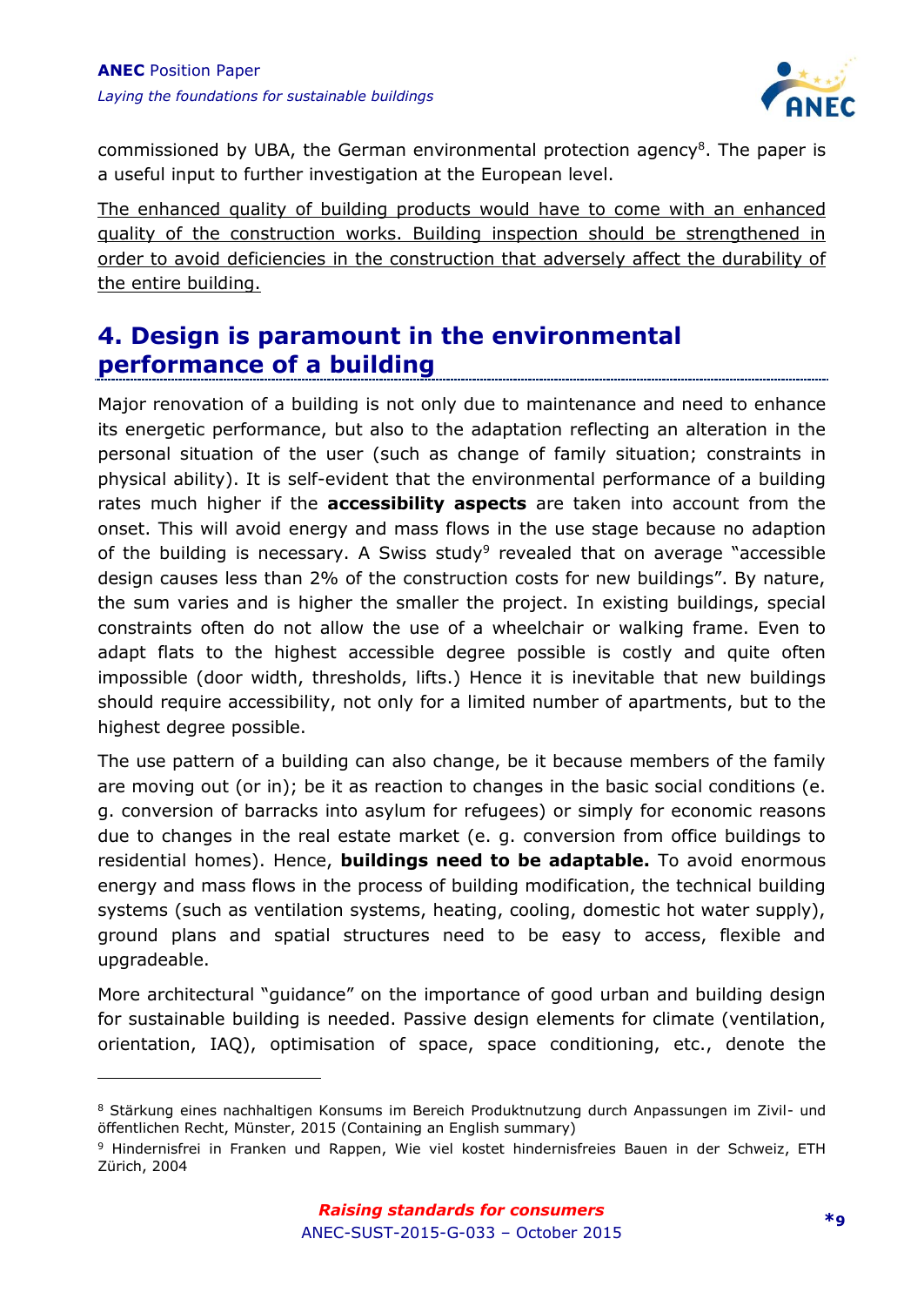commissioned by UBA, the German environmental protection agency[8]. The paper is a useful input to further investigation at the European level.

<u>The enhanced quality of building products would have to come with an enhanced quality of the construction works. Building inspection should be strengthened in order to avoid deficiencies in the construction that adversely affect the durability of the entire building.</u>

## 4. Design is paramount in the environmental performance of a building

Major renovation of a building is not only due to maintenance and need to enhance its energetic performance, but also to the adaptation reflecting an alteration in the personal situation of the user (such as change of family situation; constraints in physical ability). It is self-evident that the environmental performance of a building rates much higher if the **accessibility aspects** are taken into account from the onset. This will avoid energy and mass flows in the use stage because no adaption of the building is necessary. A Swiss study[9] revealed that on average "accessible design causes less than 2% of the construction costs for new buildings". By nature, the sum varies and is higher the smaller the project. In existing buildings, special constraints often do not allow the use of a wheelchair or walking frame. Even to adapt flats to the highest accessible degree possible is costly and quite often impossible (door width, thresholds, lifts.) Hence it is inevitable that new buildings should require accessibility, not only for a limited number of apartments, but to the highest degree possible.

The use pattern of a building can also change, be it because members of the family are moving out (or in); be it as reaction to changes in the basic social conditions (e. g. conversion of barracks into asylum for refugees) or simply for economic reasons due to changes in the real estate market (e. g. conversion from office buildings to residential homes). Hence, **buildings need to be adaptable.** To avoid enormous energy and mass flows in the process of building modification, the technical building systems (such as ventilation systems, heating, cooling, domestic hot water supply), ground plans and spatial structures need to be easy to access, flexible and upgradeable.

More architectural "guidance" on the importance of good urban and building design for sustainable building is needed. Passive design elements for climate (ventilation, orientation, IAQ), optimisation of space, space conditioning, etc., denote the

---

[8] Stärkung eines nachhaltigen Konsums im Bereich Produktnutzung durch Anpassungen im Zivil- und öffentlichen Recht, Münster, 2015 (Containing an English summary)

[9] Hindernisfrei in Franken und Rappen, Wie viel kostet hindernisfreies Bauen in der Schweiz, ETH Zürich, 2004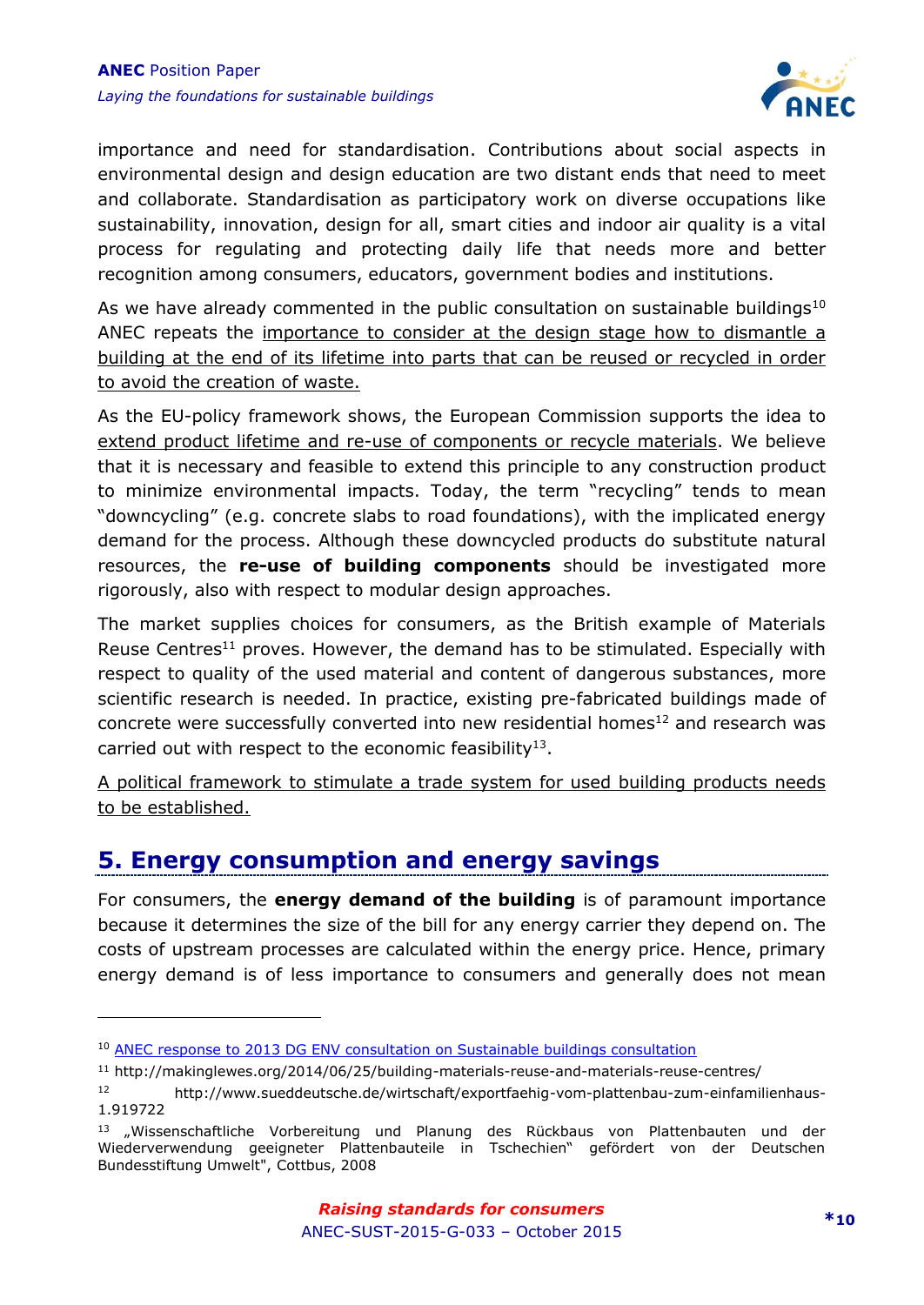importance and need for standardisation. Contributions about social aspects in environmental design and design education are two distant ends that need to meet and collaborate. Standardisation as participatory work on diverse occupations like sustainability, innovation, design for all, smart cities and indoor air quality is a vital process for regulating and protecting daily life that needs more and better recognition among consumers, educators, government bodies and institutions.

As we have already commented in the public consultation on sustainable buildings[10] ANEC repeats the importance to consider at the design stage how to dismantle a building at the end of its lifetime into parts that can be reused or recycled in order to avoid the creation of waste.

As the EU-policy framework shows, the European Commission supports the idea to extend product lifetime and re-use of components or recycle materials. We believe that it is necessary and feasible to extend this principle to any construction product to minimize environmental impacts. Today, the term "recycling" tends to mean "downcycling" (e.g. concrete slabs to road foundations), with the implicated energy demand for the process. Although these downcycled products do substitute natural resources, the **re-use of building components** should be investigated more rigorously, also with respect to modular design approaches.

The market supplies choices for consumers, as the British example of Materials Reuse Centres[11] proves. However, the demand has to be stimulated. Especially with respect to quality of the used material and content of dangerous substances, more scientific research is needed. In practice, existing pre-fabricated buildings made of concrete were successfully converted into new residential homes[12] and research was carried out with respect to the economic feasibility[13].

A political framework to stimulate a trade system for used building products needs to be established.

## 5. Energy consumption and energy savings

For consumers, the **energy demand of the building** is of paramount importance because it determines the size of the bill for any energy carrier they depend on. The costs of upstream processes are calculated within the energy price. Hence, primary energy demand is of less importance to consumers and generally does not mean

---

[10] ANEC response to 2013 DG ENV consultation on Sustainable buildings consultation

[11] http://makinglewes.org/2014/06/25/building-materials-reuse-and-materials-reuse-centres/

[12] http://www.sueddeutsche.de/wirtschaft/exportfaehig-vom-plattenbau-zum-einfamilienhaus-1.919722

[13] „Wissenschaftliche Vorbereitung und Planung des Rückbaus von Plattenbauten und der Wiederverwendung geeigneter Plattenbauteile in Tschechien" gefördert von der Deutschen Bundesstiftung Umwelt", Cottbus, 2008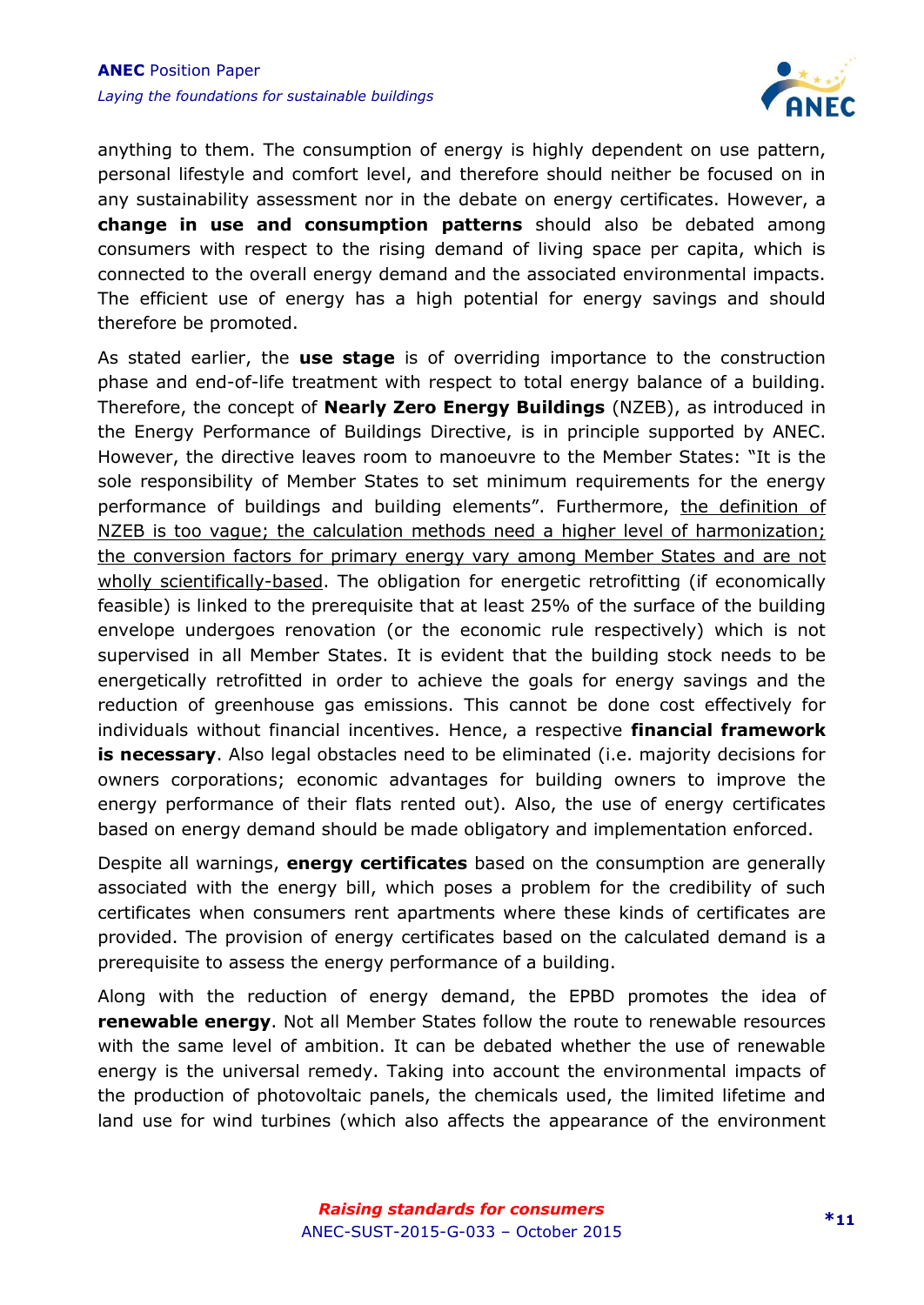anything to them. The consumption of energy is highly dependent on use pattern, personal lifestyle and comfort level, and therefore should neither be focused on in any sustainability assessment nor in the debate on energy certificates. However, a **change in use and consumption patterns** should also be debated among consumers with respect to the rising demand of living space per capita, which is connected to the overall energy demand and the associated environmental impacts. The efficient use of energy has a high potential for energy savings and should therefore be promoted.

As stated earlier, the **use stage** is of overriding importance to the construction phase and end-of-life treatment with respect to total energy balance of a building. Therefore, the concept of **Nearly Zero Energy Buildings** (NZEB), as introduced in the Energy Performance of Buildings Directive, is in principle supported by ANEC. However, the directive leaves room to manoeuvre to the Member States: "It is the sole responsibility of Member States to set minimum requirements for the energy performance of buildings and building elements". Furthermore, <u>the definition of NZEB is too vague; the calculation methods need a higher level of harmonization; the conversion factors for primary energy vary among Member States and are not wholly scientifically-based</u>. The obligation for energetic retrofitting (if economically feasible) is linked to the prerequisite that at least 25% of the surface of the building envelope undergoes renovation (or the economic rule respectively) which is not supervised in all Member States. It is evident that the building stock needs to be energetically retrofitted in order to achieve the goals for energy savings and the reduction of greenhouse gas emissions. This cannot be done cost effectively for individuals without financial incentives. Hence, a respective **financial framework is necessary**. Also legal obstacles need to be eliminated (i.e. majority decisions for owners corporations; economic advantages for building owners to improve the energy performance of their flats rented out). Also, the use of energy certificates based on energy demand should be made obligatory and implementation enforced.

Despite all warnings, **energy certificates** based on the consumption are generally associated with the energy bill, which poses a problem for the credibility of such certificates when consumers rent apartments where these kinds of certificates are provided. The provision of energy certificates based on the calculated demand is a prerequisite to assess the energy performance of a building.

Along with the reduction of energy demand, the EPBD promotes the idea of **renewable energy**. Not all Member States follow the route to renewable resources with the same level of ambition. It can be debated whether the use of renewable energy is the universal remedy. Taking into account the environmental impacts of the production of photovoltaic panels, the chemicals used, the limited lifetime and land use for wind turbines (which also affects the appearance of the environment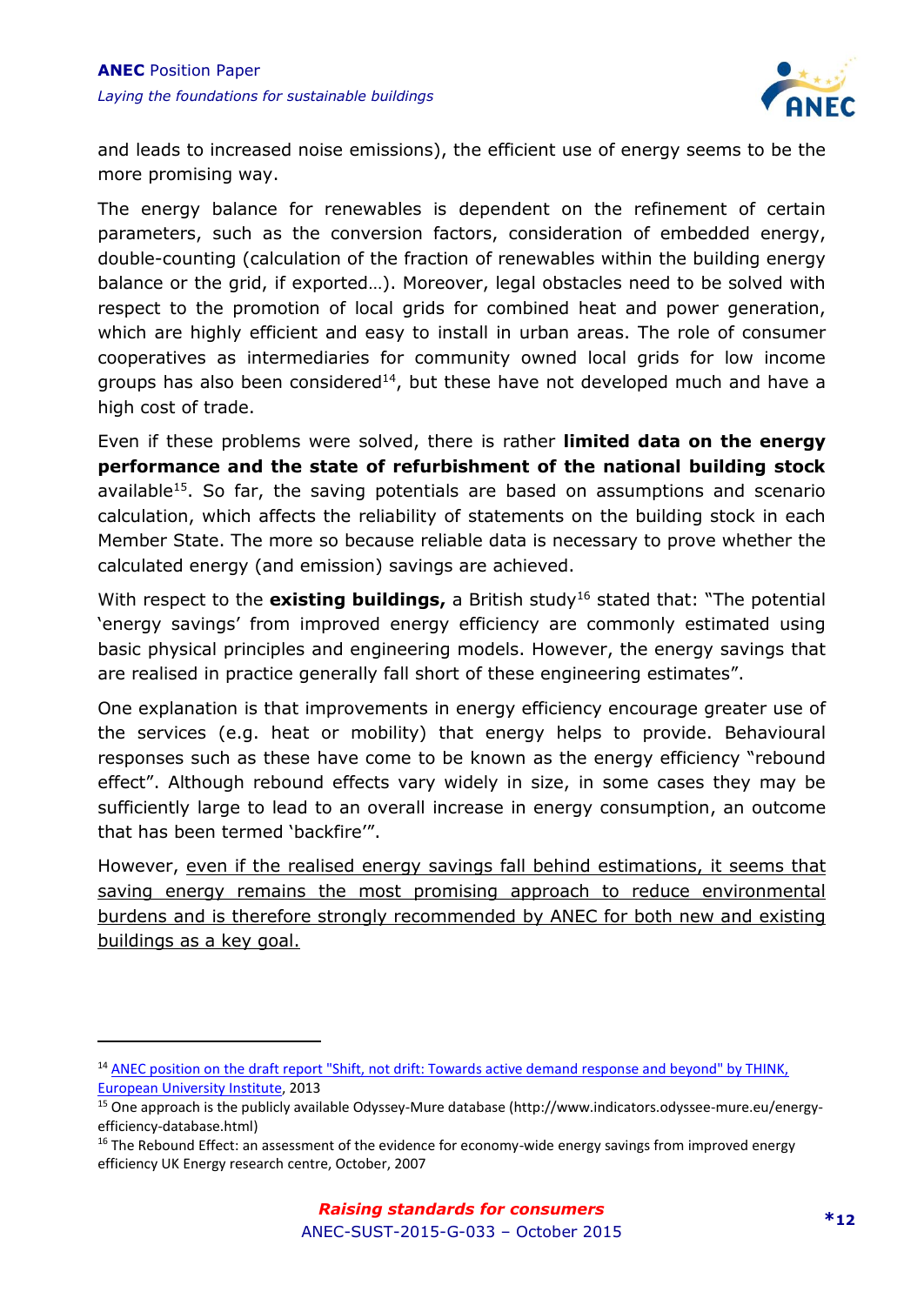and leads to increased noise emissions), the efficient use of energy seems to be the more promising way.

The energy balance for renewables is dependent on the refinement of certain parameters, such as the conversion factors, consideration of embedded energy, double-counting (calculation of the fraction of renewables within the building energy balance or the grid, if exported…). Moreover, legal obstacles need to be solved with respect to the promotion of local grids for combined heat and power generation, which are highly efficient and easy to install in urban areas. The role of consumer cooperatives as intermediaries for community owned local grids for low income groups has also been considered[14], but these have not developed much and have a high cost of trade.

Even if these problems were solved, there is rather **limited data on the energy performance and the state of refurbishment of the national building stock** available[15]. So far, the saving potentials are based on assumptions and scenario calculation, which affects the reliability of statements on the building stock in each Member State. The more so because reliable data is necessary to prove whether the calculated energy (and emission) savings are achieved.

With respect to the **existing buildings,** a British study[16] stated that: "The potential 'energy savings' from improved energy efficiency are commonly estimated using basic physical principles and engineering models. However, the energy savings that are realised in practice generally fall short of these engineering estimates".

One explanation is that improvements in energy efficiency encourage greater use of the services (e.g. heat or mobility) that energy helps to provide. Behavioural responses such as these have come to be known as the energy efficiency "rebound effect". Although rebound effects vary widely in size, in some cases they may be sufficiently large to lead to an overall increase in energy consumption, an outcome that has been termed 'backfire'".

However, <u>even if the realised energy savings fall behind estimations, it seems that saving energy remains the most promising approach to reduce environmental burdens and is therefore strongly recommended by ANEC for both new and existing buildings as a key goal.</u>

---

[14] ANEC position on the draft report "Shift, not drift: Towards active demand response and beyond" by THINK, European University Institute, 2013

[15] One approach is the publicly available Odyssey-Mure database (http://www.indicators.odyssee-mure.eu/energy-efficiency-database.html)

[16] The Rebound Effect: an assessment of the evidence for economy-wide energy savings from improved energy efficiency UK Energy research centre, October, 2007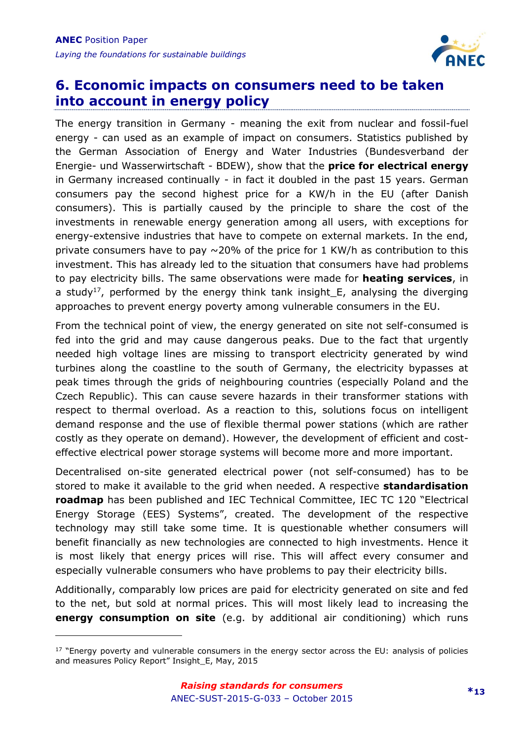## 6. Economic impacts on consumers need to be taken into account in energy policy

The energy transition in Germany - meaning the exit from nuclear and fossil-fuel energy - can used as an example of impact on consumers. Statistics published by the German Association of Energy and Water Industries (Bundesverband der Energie- und Wasserwirtschaft - BDEW), show that the **price for electrical energy** in Germany increased continually - in fact it doubled in the past 15 years. German consumers pay the second highest price for a KW/h in the EU (after Danish consumers). This is partially caused by the principle to share the cost of the investments in renewable energy generation among all users, with exceptions for energy-extensive industries that have to compete on external markets. In the end, private consumers have to pay ~20% of the price for 1 KW/h as contribution to this investment. This has already led to the situation that consumers have had problems to pay electricity bills. The same observations were made for **heating services**, in a study[17], performed by the energy think tank insight_E, analysing the diverging approaches to prevent energy poverty among vulnerable consumers in the EU.

From the technical point of view, the energy generated on site not self-consumed is fed into the grid and may cause dangerous peaks. Due to the fact that urgently needed high voltage lines are missing to transport electricity generated by wind turbines along the coastline to the south of Germany, the electricity bypasses at peak times through the grids of neighbouring countries (especially Poland and the Czech Republic). This can cause severe hazards in their transformer stations with respect to thermal overload. As a reaction to this, solutions focus on intelligent demand response and the use of flexible thermal power stations (which are rather costly as they operate on demand). However, the development of efficient and cost-effective electrical power storage systems will become more and more important.

Decentralised on-site generated electrical power (not self-consumed) has to be stored to make it available to the grid when needed. A respective **standardisation roadmap** has been published and IEC Technical Committee, IEC TC 120 "Electrical Energy Storage (EES) Systems", created. The development of the respective technology may still take some time. It is questionable whether consumers will benefit financially as new technologies are connected to high investments. Hence it is most likely that energy prices will rise. This will affect every consumer and especially vulnerable consumers who have problems to pay their electricity bills.

Additionally, comparably low prices are paid for electricity generated on site and fed to the net, but sold at normal prices. This will most likely lead to increasing the **energy consumption on site** (e.g. by additional air conditioning) which runs

---

[17] "Energy poverty and vulnerable consumers in the energy sector across the EU: analysis of policies and measures Policy Report" Insight_E, May, 2015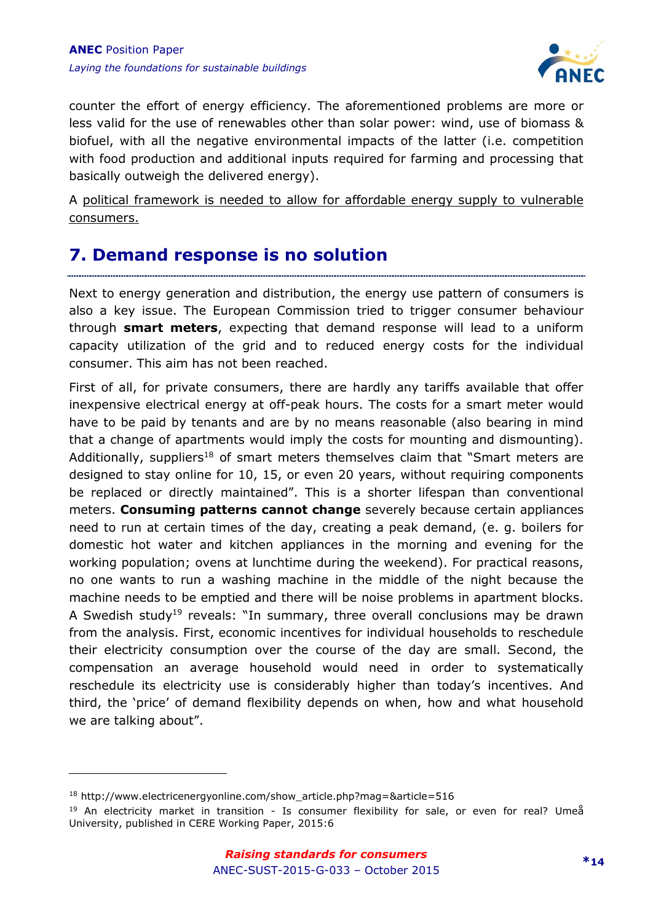counter the effort of energy efficiency. The aforementioned problems are more or less valid for the use of renewables other than solar power: wind, use of biomass & biofuel, with all the negative environmental impacts of the latter (i.e. competition with food production and additional inputs required for farming and processing that basically outweigh the delivered energy).

A <u>political framework is needed to allow for affordable energy supply to vulnerable consumers.</u>

## 7. Demand response is no solution

Next to energy generation and distribution, the energy use pattern of consumers is also a key issue. The European Commission tried to trigger consumer behaviour through **smart meters**, expecting that demand response will lead to a uniform capacity utilization of the grid and to reduced energy costs for the individual consumer. This aim has not been reached.

First of all, for private consumers, there are hardly any tariffs available that offer inexpensive electrical energy at off-peak hours. The costs for a smart meter would have to be paid by tenants and are by no means reasonable (also bearing in mind that a change of apartments would imply the costs for mounting and dismounting). Additionally, suppliers[18] of smart meters themselves claim that "Smart meters are designed to stay online for 10, 15, or even 20 years, without requiring components be replaced or directly maintained". This is a shorter lifespan than conventional meters. **Consuming patterns cannot change** severely because certain appliances need to run at certain times of the day, creating a peak demand, (e. g. boilers for domestic hot water and kitchen appliances in the morning and evening for the working population; ovens at lunchtime during the weekend). For practical reasons, no one wants to run a washing machine in the middle of the night because the machine needs to be emptied and there will be noise problems in apartment blocks. A Swedish study[19] reveals: "In summary, three overall conclusions may be drawn from the analysis. First, economic incentives for individual households to reschedule their electricity consumption over the course of the day are small. Second, the compensation an average household would need in order to systematically reschedule its electricity use is considerably higher than today's incentives. And third, the 'price' of demand flexibility depends on when, how and what household we are talking about".

---

[18] http://www.electricenergyonline.com/show_article.php?mag=&article=516

[19] An electricity market in transition - Is consumer flexibility for sale, or even for real? Umeå University, published in CERE Working Paper, 2015:6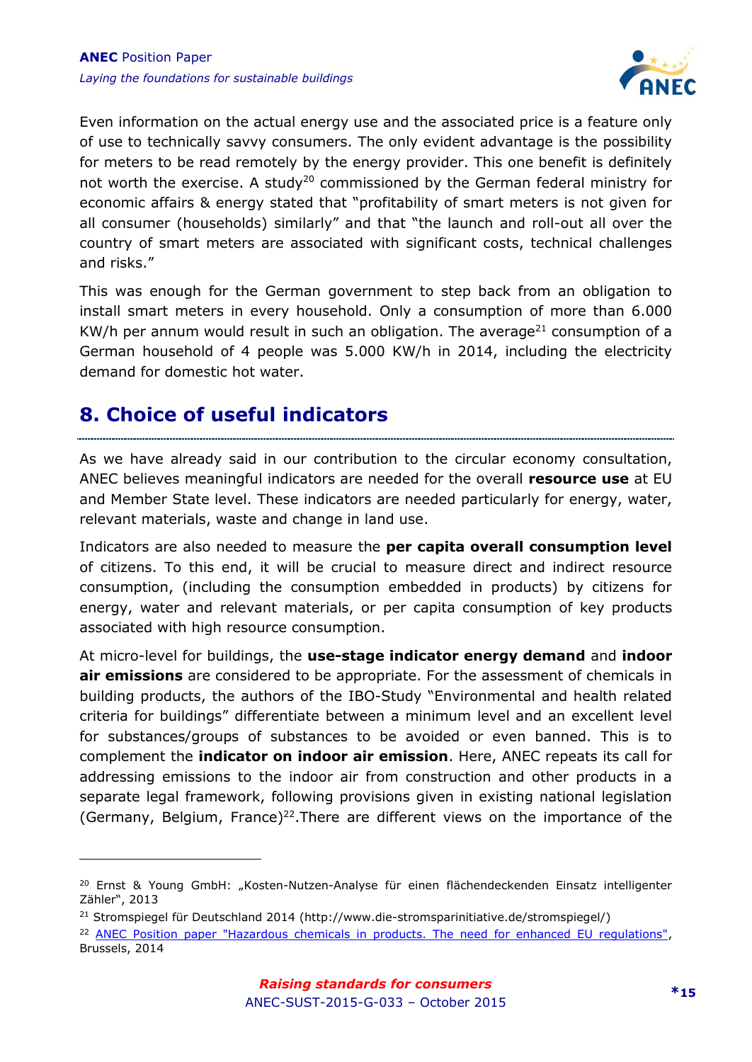Even information on the actual energy use and the associated price is a feature only of use to technically savvy consumers. The only evident advantage is the possibility for meters to be read remotely by the energy provider. This one benefit is definitely not worth the exercise. A study[20] commissioned by the German federal ministry for economic affairs & energy stated that "profitability of smart meters is not given for all consumer (households) similarly" and that "the launch and roll-out all over the country of smart meters are associated with significant costs, technical challenges and risks."

This was enough for the German government to step back from an obligation to install smart meters in every household. Only a consumption of more than 6.000 KW/h per annum would result in such an obligation. The average[21] consumption of a German household of 4 people was 5.000 KW/h in 2014, including the electricity demand for domestic hot water.

## 8. Choice of useful indicators

As we have already said in our contribution to the circular economy consultation, ANEC believes meaningful indicators are needed for the overall **resource use** at EU and Member State level. These indicators are needed particularly for energy, water, relevant materials, waste and change in land use.

Indicators are also needed to measure the **per capita overall consumption level** of citizens. To this end, it will be crucial to measure direct and indirect resource consumption, (including the consumption embedded in products) by citizens for energy, water and relevant materials, or per capita consumption of key products associated with high resource consumption.

At micro-level for buildings, the **use-stage indicator energy demand** and **indoor air emissions** are considered to be appropriate. For the assessment of chemicals in building products, the authors of the IBO-Study "Environmental and health related criteria for buildings" differentiate between a minimum level and an excellent level for substances/groups of substances to be avoided or even banned. This is to complement the **indicator on indoor air emission**. Here, ANEC repeats its call for addressing emissions to the indoor air from construction and other products in a separate legal framework, following provisions given in existing national legislation (Germany, Belgium, France)[22].There are different views on the importance of the

---

[20] Ernst & Young GmbH: „Kosten-Nutzen-Analyse für einen flächendeckenden Einsatz intelligenter Zähler", 2013

[21] Stromspiegel für Deutschland 2014 (http://www.die-stromsparinitiative.de/stromspiegel/)

[22] ANEC Position paper "Hazardous chemicals in products. The need for enhanced EU regulations", Brussels, 2014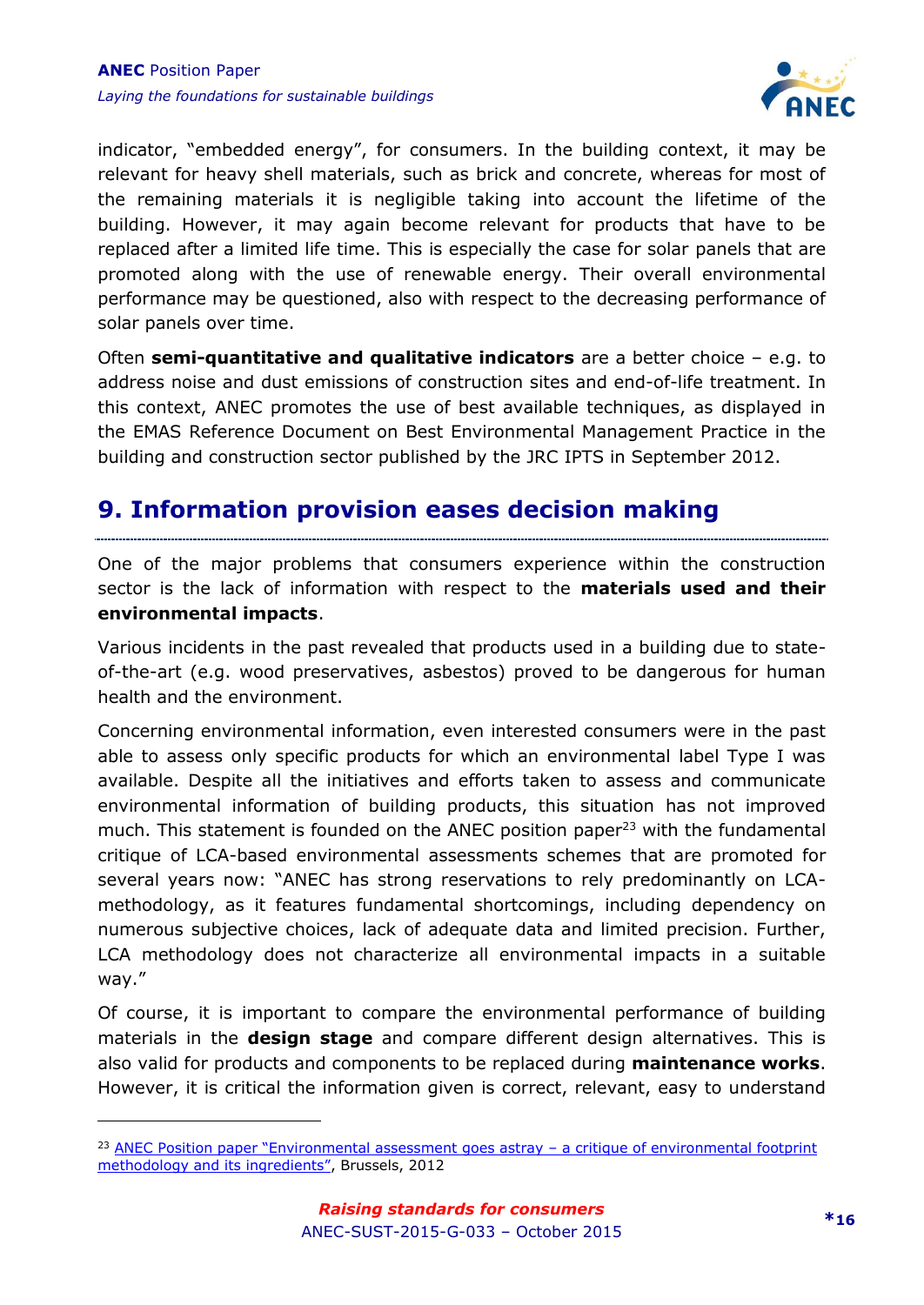indicator, "embedded energy", for consumers. In the building context, it may be relevant for heavy shell materials, such as brick and concrete, whereas for most of the remaining materials it is negligible taking into account the lifetime of the building. However, it may again become relevant for products that have to be replaced after a limited life time. This is especially the case for solar panels that are promoted along with the use of renewable energy. Their overall environmental performance may be questioned, also with respect to the decreasing performance of solar panels over time.

Often **semi-quantitative and qualitative indicators** are a better choice – e.g. to address noise and dust emissions of construction sites and end-of-life treatment. In this context, ANEC promotes the use of best available techniques, as displayed in the EMAS Reference Document on Best Environmental Management Practice in the building and construction sector published by the JRC IPTS in September 2012.

## 9. Information provision eases decision making

One of the major problems that consumers experience within the construction sector is the lack of information with respect to the **materials used and their environmental impacts**.

Various incidents in the past revealed that products used in a building due to state-of-the-art (e.g. wood preservatives, asbestos) proved to be dangerous for human health and the environment.

Concerning environmental information, even interested consumers were in the past able to assess only specific products for which an environmental label Type I was available. Despite all the initiatives and efforts taken to assess and communicate environmental information of building products, this situation has not improved much. This statement is founded on the ANEC position paper[23] with the fundamental critique of LCA-based environmental assessments schemes that are promoted for several years now: "ANEC has strong reservations to rely predominantly on LCA-methodology, as it features fundamental shortcomings, including dependency on numerous subjective choices, lack of adequate data and limited precision. Further, LCA methodology does not characterize all environmental impacts in a suitable way."

Of course, it is important to compare the environmental performance of building materials in the **design stage** and compare different design alternatives. This is also valid for products and components to be replaced during **maintenance works**. However, it is critical the information given is correct, relevant, easy to understand

---

[23] ANEC Position paper "Environmental assessment goes astray – a critique of environmental footprint methodology and its ingredients", Brussels, 2012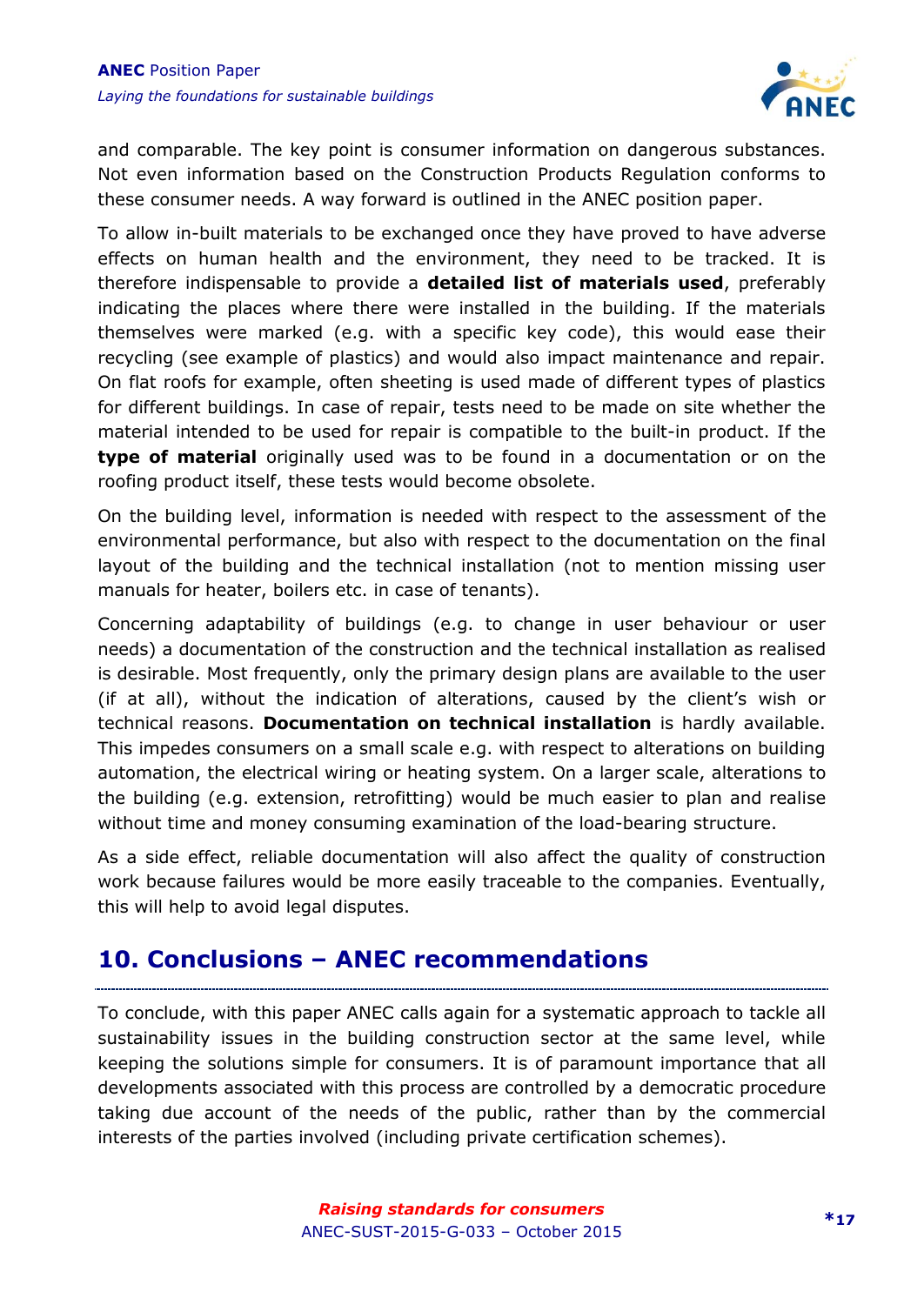and comparable. The key point is consumer information on dangerous substances. Not even information based on the Construction Products Regulation conforms to these consumer needs. A way forward is outlined in the ANEC position paper.

To allow in-built materials to be exchanged once they have proved to have adverse effects on human health and the environment, they need to be tracked. It is therefore indispensable to provide a **detailed list of materials used**, preferably indicating the places where there were installed in the building. If the materials themselves were marked (e.g. with a specific key code), this would ease their recycling (see example of plastics) and would also impact maintenance and repair. On flat roofs for example, often sheeting is used made of different types of plastics for different buildings. In case of repair, tests need to be made on site whether the material intended to be used for repair is compatible to the built-in product. If the **type of material** originally used was to be found in a documentation or on the roofing product itself, these tests would become obsolete.

On the building level, information is needed with respect to the assessment of the environmental performance, but also with respect to the documentation on the final layout of the building and the technical installation (not to mention missing user manuals for heater, boilers etc. in case of tenants).

Concerning adaptability of buildings (e.g. to change in user behaviour or user needs) a documentation of the construction and the technical installation as realised is desirable. Most frequently, only the primary design plans are available to the user (if at all), without the indication of alterations, caused by the client's wish or technical reasons. **Documentation on technical installation** is hardly available. This impedes consumers on a small scale e.g. with respect to alterations on building automation, the electrical wiring or heating system. On a larger scale, alterations to the building (e.g. extension, retrofitting) would be much easier to plan and realise without time and money consuming examination of the load-bearing structure.

As a side effect, reliable documentation will also affect the quality of construction work because failures would be more easily traceable to the companies. Eventually, this will help to avoid legal disputes.

## 10. Conclusions – ANEC recommendations

To conclude, with this paper ANEC calls again for a systematic approach to tackle all sustainability issues in the building construction sector at the same level, while keeping the solutions simple for consumers. It is of paramount importance that all developments associated with this process are controlled by a democratic procedure taking due account of the needs of the public, rather than by the commercial interests of the parties involved (including private certification schemes).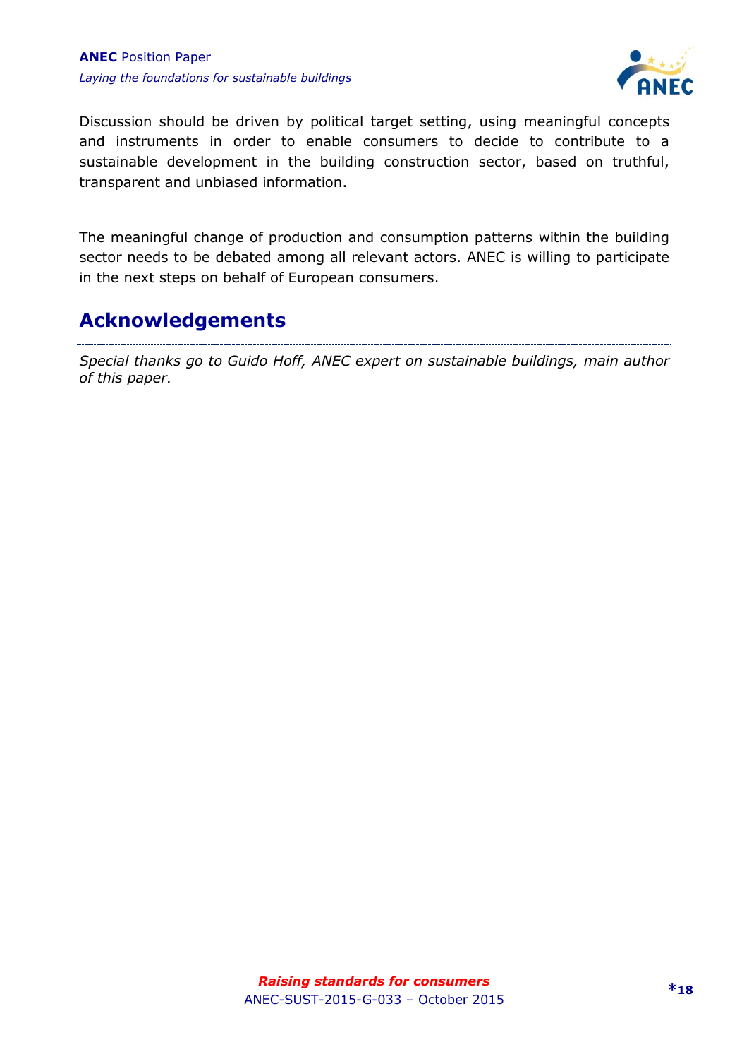Discussion should be driven by political target setting, using meaningful concepts and instruments in order to enable consumers to decide to contribute to a sustainable development in the building construction sector, based on truthful, transparent and unbiased information.

The meaningful change of production and consumption patterns within the building sector needs to be debated among all relevant actors. ANEC is willing to participate in the next steps on behalf of European consumers.

## Acknowledgements

*Special thanks go to Guido Hoff, ANEC expert on sustainable buildings, main author of this paper.*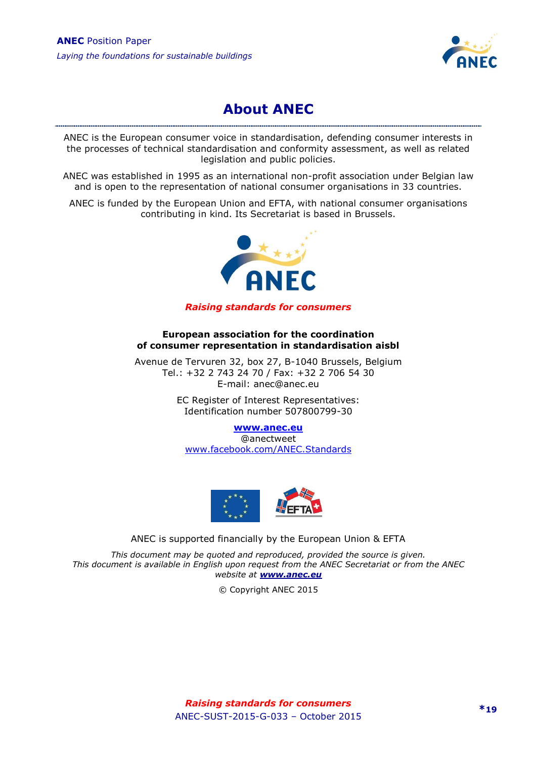# About ANEC

ANEC is the European consumer voice in standardisation, defending consumer interests in the processes of technical standardisation and conformity assessment, as well as related legislation and public policies.

ANEC was established in 1995 as an international non-profit association under Belgian law and is open to the representation of national consumer organisations in 33 countries.

ANEC is funded by the European Union and EFTA, with national consumer organisations contributing in kind. Its Secretariat is based in Brussels.

***Raising standards for consumers***

**European association for the coordination of consumer representation in standardisation aisbl**

Avenue de Tervuren 32, box 27, B-1040 Brussels, Belgium
Tel.: +32 2 743 24 70 / Fax: +32 2 706 54 30
E-mail: anec@anec.eu

EC Register of Interest Representatives:
Identification number 507800799-30

**www.anec.eu**
@anectweet
www.facebook.com/ANEC.Standards

ANEC is supported financially by the European Union & EFTA

*This document may be quoted and reproduced, provided the source is given.*
*This document is available in English upon request from the ANEC Secretariat or from the ANEC website at* ***www.anec.eu***

© Copyright ANEC 2015

***Raising standards for consumers***
ANEC-SUST-2015-G-033 – October 2015